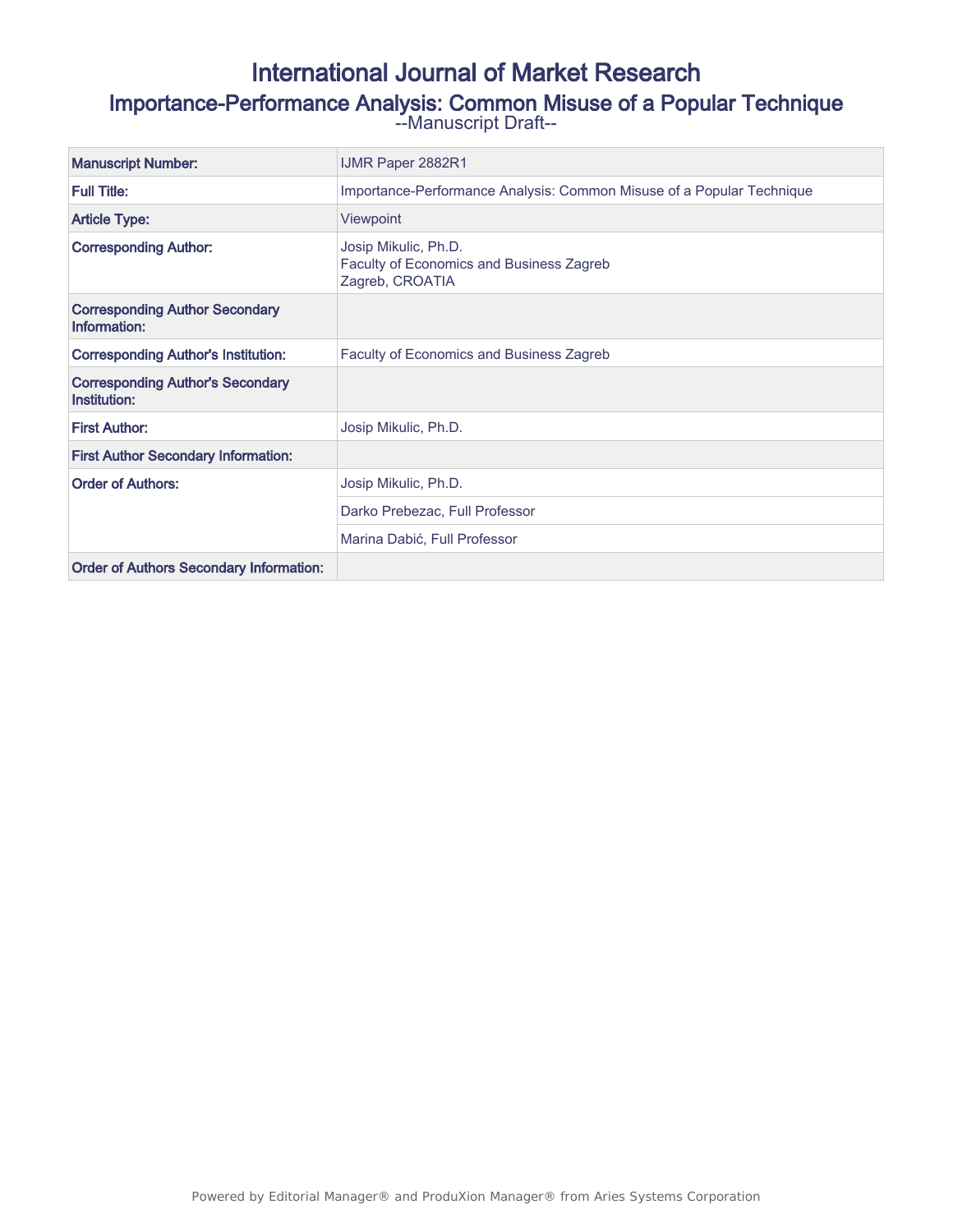# International Journal of Market Research

## Importance-Performance Analysis: Common Misuse of a Popular Technique

--Manuscript Draft--

| | |
|---|---|
| **Manuscript Number:** | IJMR Paper 2882R1 |
| **Full Title:** | Importance-Performance Analysis: Common Misuse of a Popular Technique |
| **Article Type:** | Viewpoint |
| **Corresponding Author:** | Josip Mikulic, Ph.D.<br>Faculty of Economics and Business Zagreb<br>Zagreb, CROATIA |
| **Corresponding Author Secondary Information:** | |
| **Corresponding Author's Institution:** | Faculty of Economics and Business Zagreb |
| **Corresponding Author's Secondary Institution:** | |
| **First Author:** | Josip Mikulic, Ph.D. |
| **First Author Secondary Information:** | |
| **Order of Authors:** | Josip Mikulic, Ph.D. |
| | Darko Prebezac, Full Professor |
| | Marina Dabić, Full Professor |
| **Order of Authors Secondary Information:** | |

Powered by Editorial Manager® and ProduXion Manager® from Aries Systems Corporation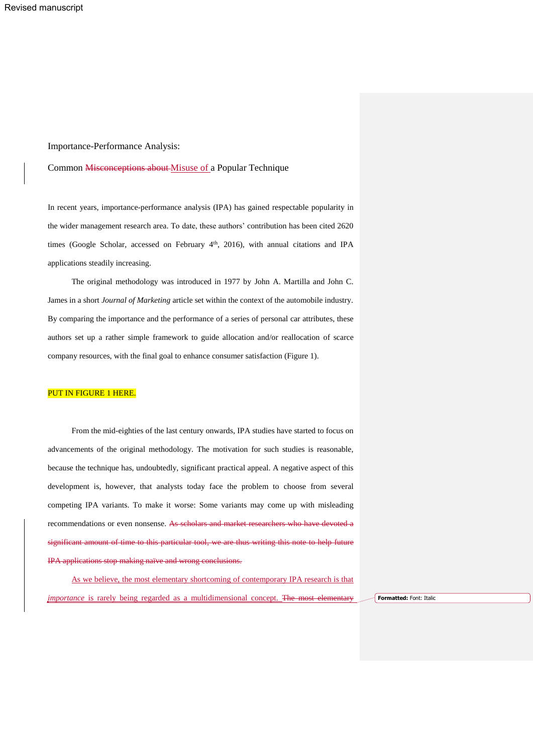Importance-Performance Analysis:

Common ~~Misconceptions about~~ Misuse of a Popular Technique

In recent years, importance-performance analysis (IPA) has gained respectable popularity in the wider management research area. To date, these authors' contribution has been cited 2620 times (Google Scholar, accessed on February 4th, 2016), with annual citations and IPA applications steadily increasing.

The original methodology was introduced in 1977 by John A. Martilla and John C. James in a short *Journal of Marketing* article set within the context of the automobile industry. By comparing the importance and the performance of a series of personal car attributes, these authors set up a rather simple framework to guide allocation and/or reallocation of scarce company resources, with the final goal to enhance consumer satisfaction (Figure 1).

PUT IN FIGURE 1 HERE.

From the mid-eighties of the last century onwards, IPA studies have started to focus on advancements of the original methodology. The motivation for such studies is reasonable, because the technique has, undoubtedly, significant practical appeal. A negative aspect of this development is, however, that analysts today face the problem to choose from several competing IPA variants. To make it worse: Some variants may come up with misleading recommendations or even nonsense. ~~As scholars and market researchers who have devoted a significant amount of time to this particular tool, we are thus writing this note to help future IPA applications stop making naïve and wrong conclusions.~~

As we believe, the most elementary shortcoming of contemporary IPA research is that *importance* is rarely being regarded as a multidimensional concept. ~~The most elementary~~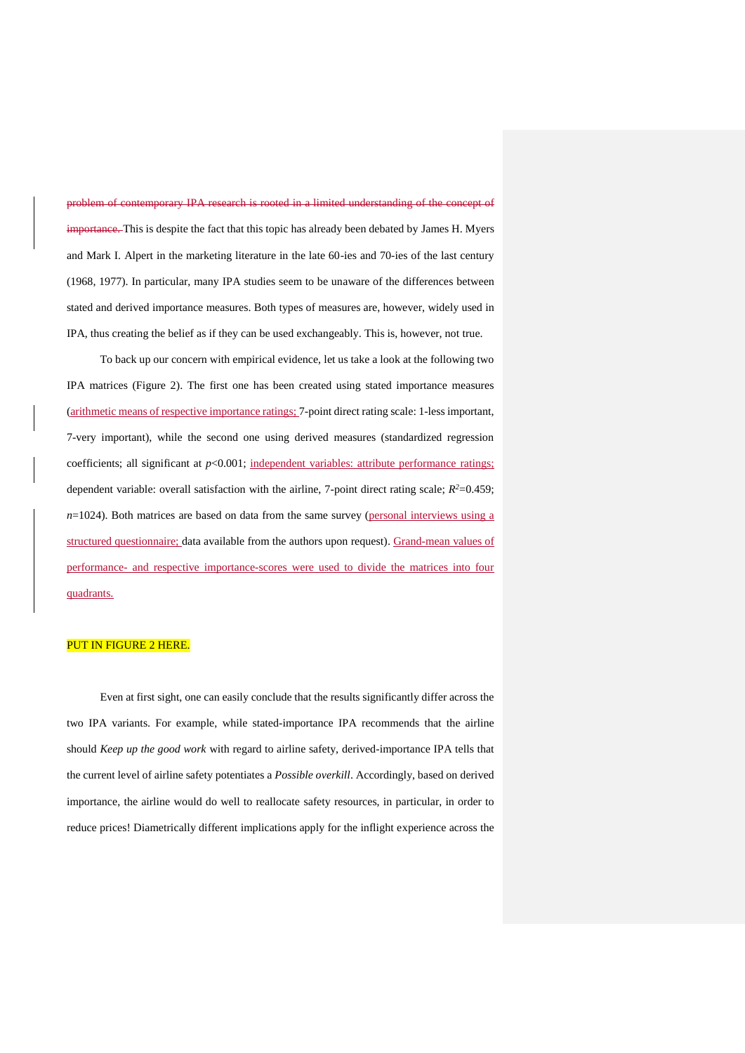problem of contemporary IPA research is rooted in a limited understanding of the concept of importance. This is despite the fact that this topic has already been debated by James H. Myers and Mark I. Alpert in the marketing literature in the late 60-ies and 70-ies of the last century (1968, 1977). In particular, many IPA studies seem to be unaware of the differences between stated and derived importance measures. Both types of measures are, however, widely used in IPA, thus creating the belief as if they can be used exchangeably. This is, however, not true.

To back up our concern with empirical evidence, let us take a look at the following two IPA matrices (Figure 2). The first one has been created using stated importance measures (arithmetic means of respective importance ratings; 7-point direct rating scale: 1-less important, 7-very important), while the second one using derived measures (standardized regression coefficients; all significant at $p<0.001$; independent variables: attribute performance ratings; dependent variable: overall satisfaction with the airline, 7-point direct rating scale; $R^2=0.459$; $n=1024$). Both matrices are based on data from the same survey (personal interviews using a structured questionnaire; data available from the authors upon request). Grand-mean values of performance- and respective importance-scores were used to divide the matrices into four quadrants.

PUT IN FIGURE 2 HERE.

Even at first sight, one can easily conclude that the results significantly differ across the two IPA variants. For example, while stated-importance IPA recommends that the airline should *Keep up the good work* with regard to airline safety, derived-importance IPA tells that the current level of airline safety potentiates a *Possible overkill*. Accordingly, based on derived importance, the airline would do well to reallocate safety resources, in particular, in order to reduce prices! Diametrically different implications apply for the inflight experience across the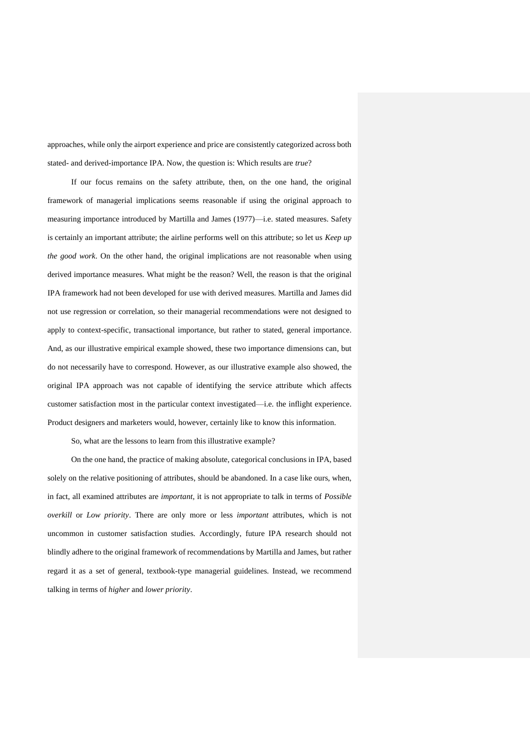approaches, while only the airport experience and price are consistently categorized across both stated- and derived-importance IPA. Now, the question is: Which results are *true*?

If our focus remains on the safety attribute, then, on the one hand, the original framework of managerial implications seems reasonable if using the original approach to measuring importance introduced by Martilla and James (1977)—i.e. stated measures. Safety is certainly an important attribute; the airline performs well on this attribute; so let us *Keep up the good work*. On the other hand, the original implications are not reasonable when using derived importance measures. What might be the reason? Well, the reason is that the original IPA framework had not been developed for use with derived measures. Martilla and James did not use regression or correlation, so their managerial recommendations were not designed to apply to context-specific, transactional importance, but rather to stated, general importance. And, as our illustrative empirical example showed, these two importance dimensions can, but do not necessarily have to correspond. However, as our illustrative example also showed, the original IPA approach was not capable of identifying the service attribute which affects customer satisfaction most in the particular context investigated—i.e. the inflight experience. Product designers and marketers would, however, certainly like to know this information.

So, what are the lessons to learn from this illustrative example?

On the one hand, the practice of making absolute, categorical conclusions in IPA, based solely on the relative positioning of attributes, should be abandoned. In a case like ours, when, in fact, all examined attributes are *important*, it is not appropriate to talk in terms of *Possible overkill* or *Low priority*. There are only more or less *important* attributes, which is not uncommon in customer satisfaction studies. Accordingly, future IPA research should not blindly adhere to the original framework of recommendations by Martilla and James, but rather regard it as a set of general, textbook-type managerial guidelines. Instead, we recommend talking in terms of *higher* and *lower priority*.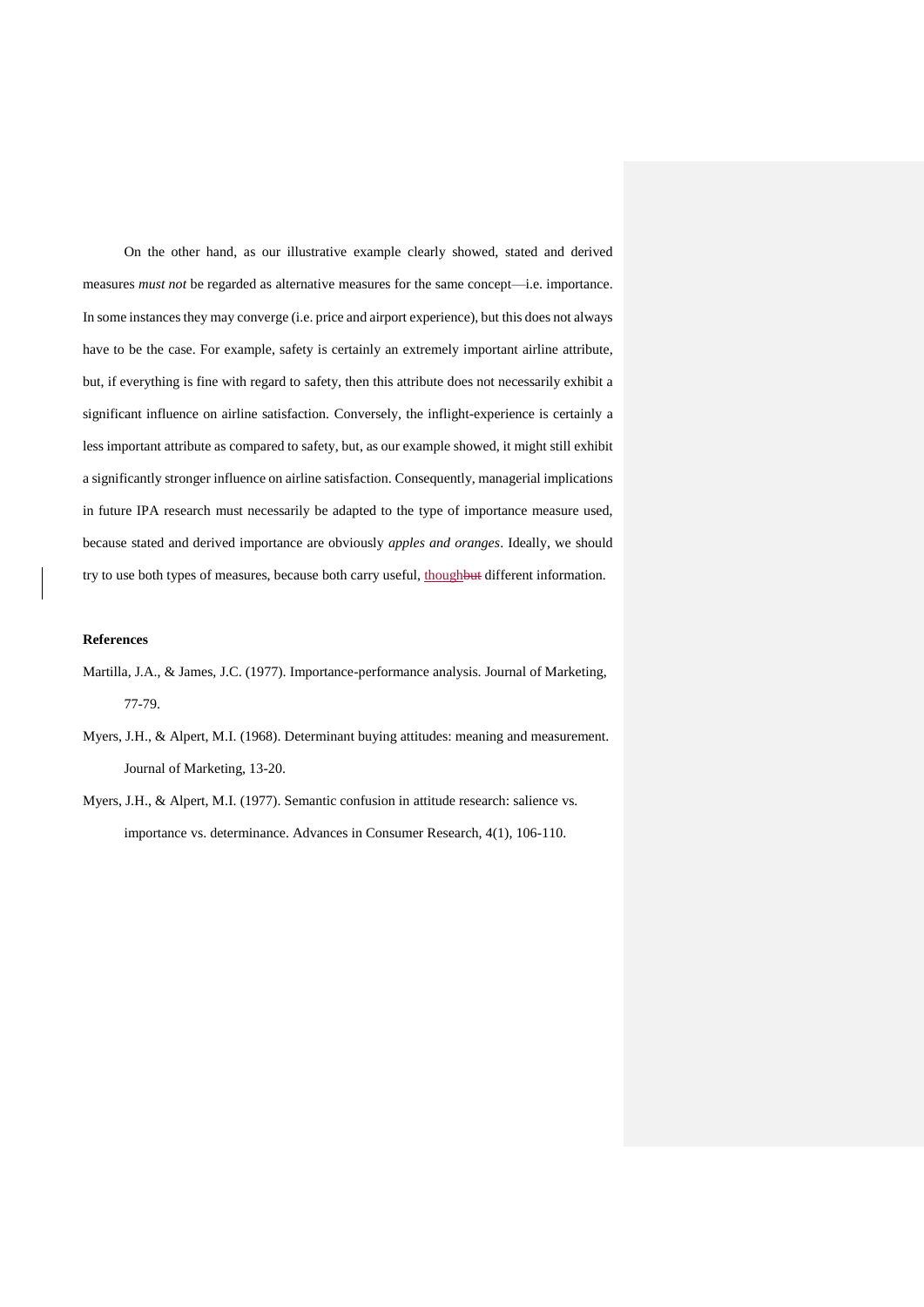On the other hand, as our illustrative example clearly showed, stated and derived measures *must not* be regarded as alternative measures for the same concept—i.e. importance. In some instances they may converge (i.e. price and airport experience), but this does not always have to be the case. For example, safety is certainly an extremely important airline attribute, but, if everything is fine with regard to safety, then this attribute does not necessarily exhibit a significant influence on airline satisfaction. Conversely, the inflight-experience is certainly a less important attribute as compared to safety, but, as our example showed, it might still exhibit a significantly stronger influence on airline satisfaction. Consequently, managerial implications in future IPA research must necessarily be adapted to the type of importance measure used, because stated and derived importance are obviously *apples and oranges*. Ideally, we should try to use both types of measures, because both carry useful, though~~but~~ different information.

**References**

Martilla, J.A., & James, J.C. (1977). Importance-performance analysis. Journal of Marketing, 77-79.

Myers, J.H., & Alpert, M.I. (1968). Determinant buying attitudes: meaning and measurement. Journal of Marketing, 13-20.

Myers, J.H., & Alpert, M.I. (1977). Semantic confusion in attitude research: salience vs. importance vs. determinance. Advances in Consumer Research, 4(1), 106-110.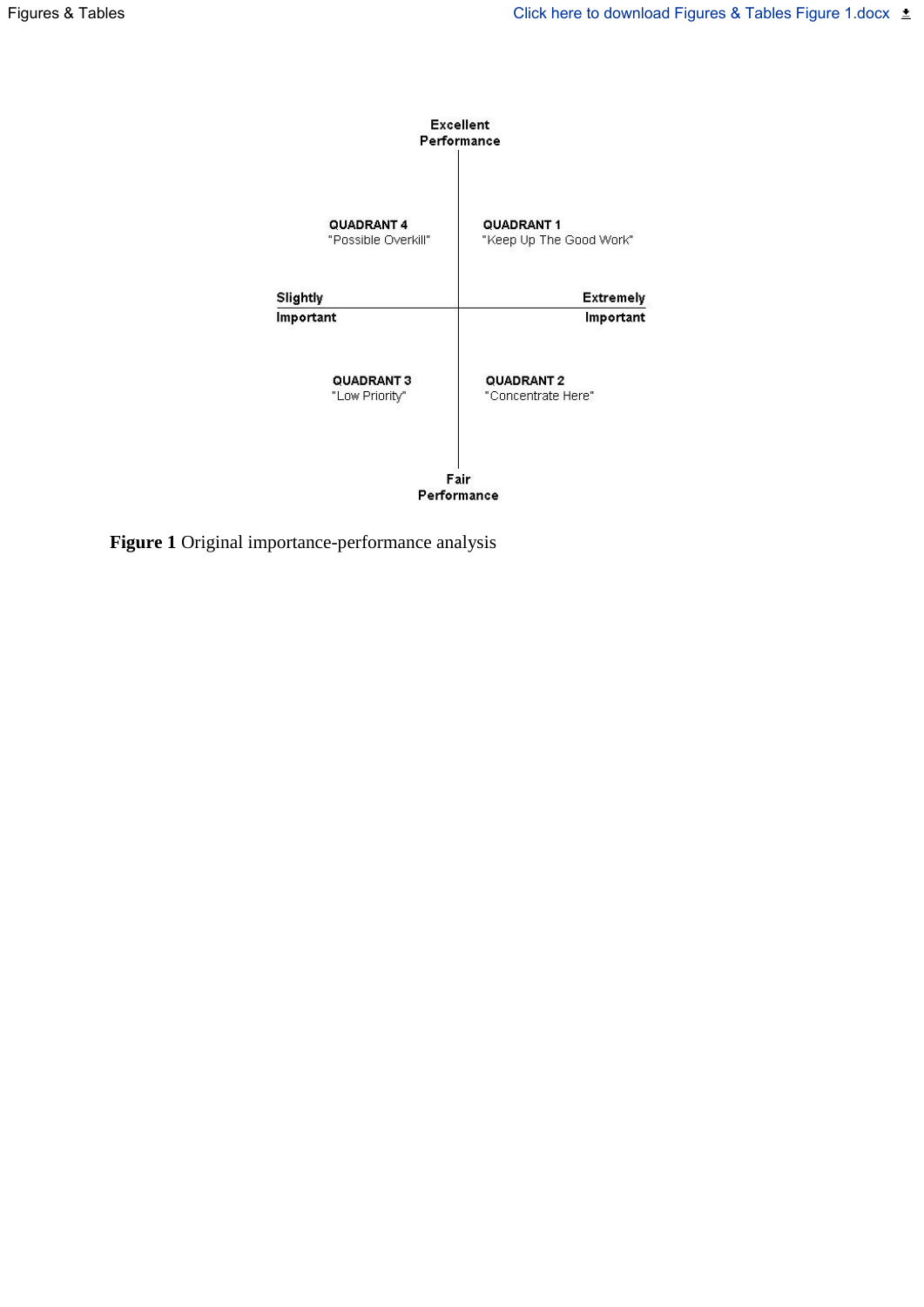Excellent Performance

| | |
|---|---|
| **QUADRANT 4** "Possible Overkill" | **QUADRANT 1** "Keep Up The Good Work" |
| **QUADRANT 3** "Low Priority" | **QUADRANT 2** "Concentrate Here" |

Slightly Important — Extremely Important

Fair Performance

**Figure 1** Original importance-performance analysis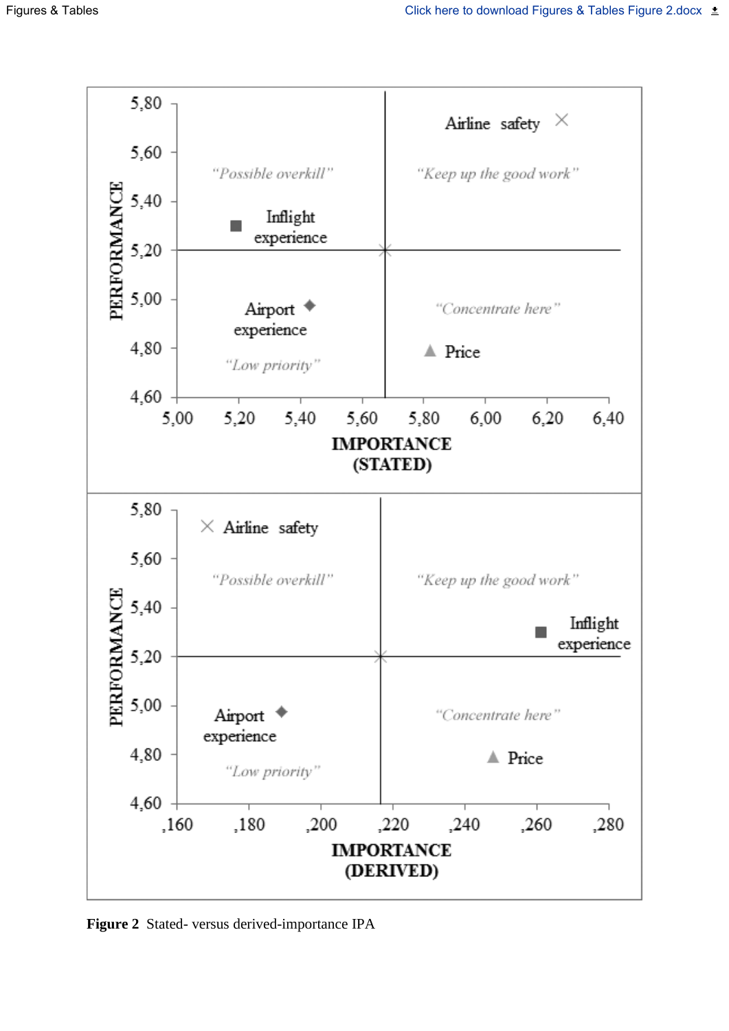Figures & Tables

PERFORMANCE

5,80
5,60
5,40
5,20
5,00
4,80
4,60

Airline safety

"Possible overkill"

"Keep up the good work"

Inflight experience

Airport experience

"Concentrate here"

Price

"Low priority"

5,00 5,20 5,40 5,60 5,80 6,00 6,20 6,40

IMPORTANCE (STATED)

PERFORMANCE

5,80
5,60
5,40
5,20
5,00
4,80
4,60

Airline safety

"Possible overkill"

"Keep up the good work"

Inflight experience

Airport experience

"Concentrate here"

Price

"Low priority"

,160 ,180 ,200 ,220 ,240 ,260 ,280

IMPORTANCE (DERIVED)

**Figure 2** Stated- versus derived-importance IPA